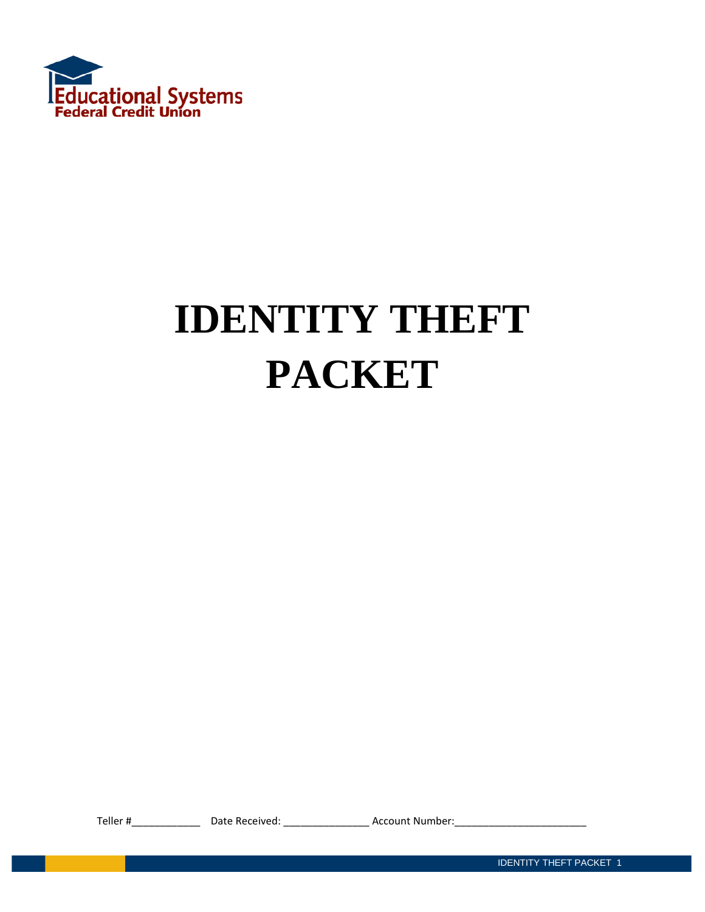Educational Systems
Federal Credit Union

# IDENTITY THEFT PACKET

Teller #____________ Date Received: _______________ Account Number:________________________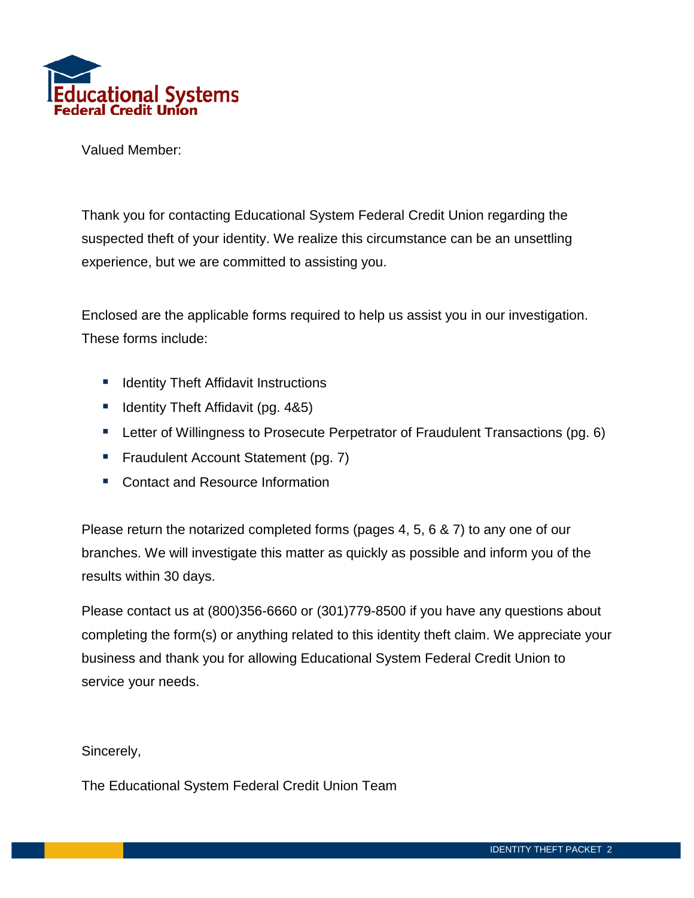Educational Systems
Federal Credit Union

Valued Member:

Thank you for contacting Educational System Federal Credit Union regarding the suspected theft of your identity. We realize this circumstance can be an unsettling experience, but we are committed to assisting you.

Enclosed are the applicable forms required to help us assist you in our investigation. These forms include:

- Identity Theft Affidavit Instructions
- Identity Theft Affidavit (pg. 4&5)
- Letter of Willingness to Prosecute Perpetrator of Fraudulent Transactions (pg. 6)
- Fraudulent Account Statement (pg. 7)
- Contact and Resource Information

Please return the notarized completed forms (pages 4, 5, 6 & 7) to any one of our branches. We will investigate this matter as quickly as possible and inform you of the results within 30 days.

Please contact us at (800)356-6660 or (301)779-8500 if you have any questions about completing the form(s) or anything related to this identity theft claim. We appreciate your business and thank you for allowing Educational System Federal Credit Union to service your needs.

Sincerely,

The Educational System Federal Credit Union Team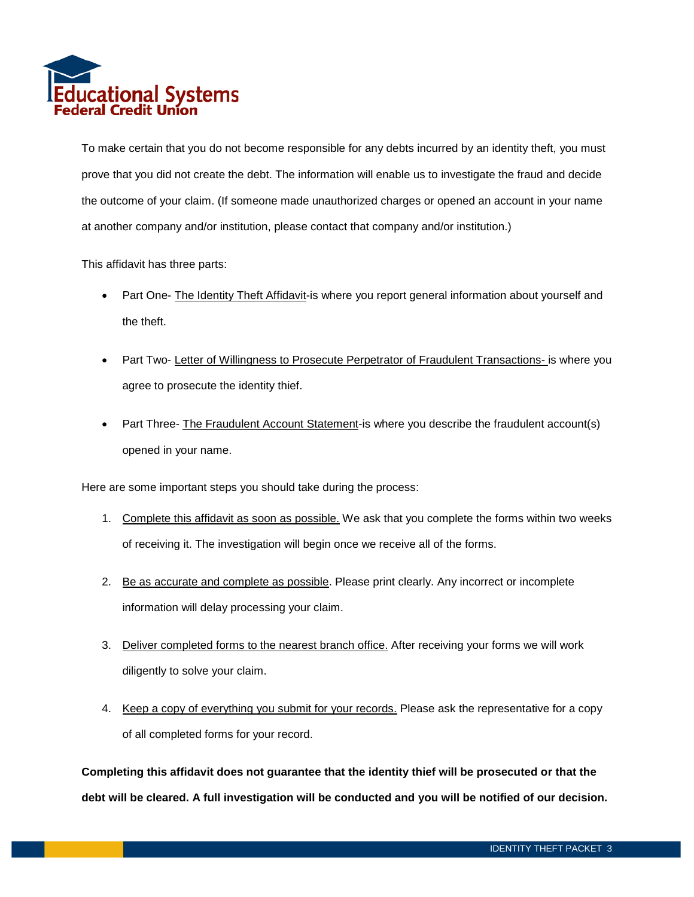To make certain that you do not become responsible for any debts incurred by an identity theft, you must prove that you did not create the debt. The information will enable us to investigate the fraud and decide the outcome of your claim. (If someone made unauthorized charges or opened an account in your name at another company and/or institution, please contact that company and/or institution.)

This affidavit has three parts:

- Part One- The Identity Theft Affidavit-is where you report general information about yourself and the theft.
- Part Two- Letter of Willingness to Prosecute Perpetrator of Fraudulent Transactions- is where you agree to prosecute the identity thief.
- Part Three- The Fraudulent Account Statement-is where you describe the fraudulent account(s) opened in your name.

Here are some important steps you should take during the process:

1. Complete this affidavit as soon as possible. We ask that you complete the forms within two weeks of receiving it. The investigation will begin once we receive all of the forms.
2. Be as accurate and complete as possible. Please print clearly. Any incorrect or incomplete information will delay processing your claim.
3. Deliver completed forms to the nearest branch office. After receiving your forms we will work diligently to solve your claim.
4. Keep a copy of everything you submit for your records. Please ask the representative for a copy of all completed forms for your record.

**Completing this affidavit does not guarantee that the identity thief will be prosecuted or that the debt will be cleared. A full investigation will be conducted and you will be notified of our decision.**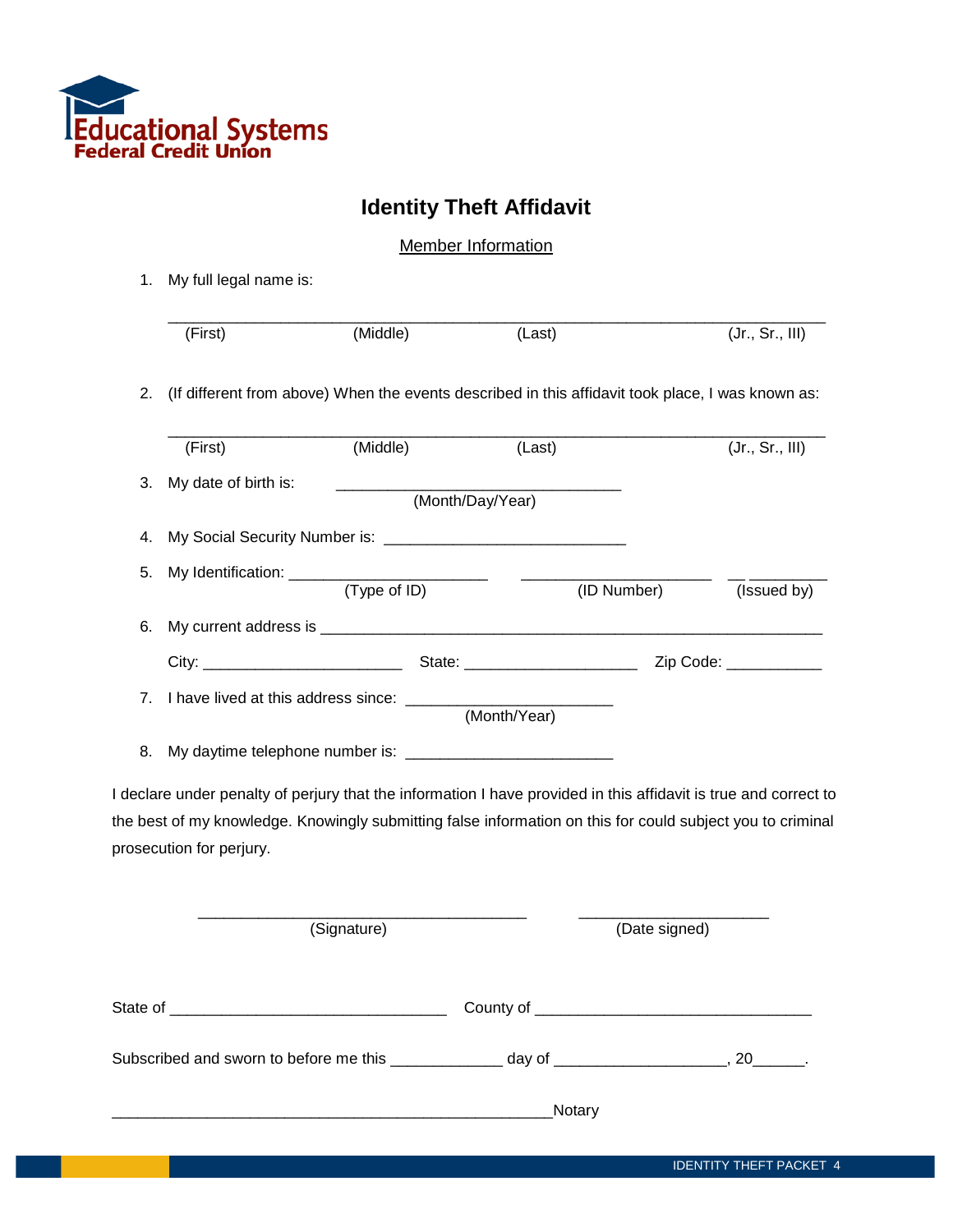Educational Systems Federal Credit Union

# Identity Theft Affidavit

## Member Information

1. My full legal name is:

   ______________________________________________________________________
   (First) (Middle) (Last) (Jr., Sr., III)

2. (If different from above) When the events described in this affidavit took place, I was known as:

   ______________________________________________________________________
   (First) (Middle) (Last) (Jr., Sr., III)

3. My date of birth is: ______________________________
   (Month/Day/Year)

4. My Social Security Number is: __________________________

5. My Identification: ______________________ ______________________ __ _________
   (Type of ID) (ID Number) (Issued by)

6. My current address is _______________________________________________________

   City: ______________________ State: ___________________ Zip Code: ___________

7. I have lived at this address since: ______________________
   (Month/Year)

8. My daytime telephone number is: ______________________

I declare under penalty of perjury that the information I have provided in this affidavit is true and correct to the best of my knowledge. Knowingly submitting false information on this for could subject you to criminal prosecution for perjury.

_____________________________________ ____________________
(Signature) (Date signed)

State of _______________________________ County of _______________________________

Subscribed and sworn to before me this ____________ day of __________________, 20______.

__________________________________________________Notary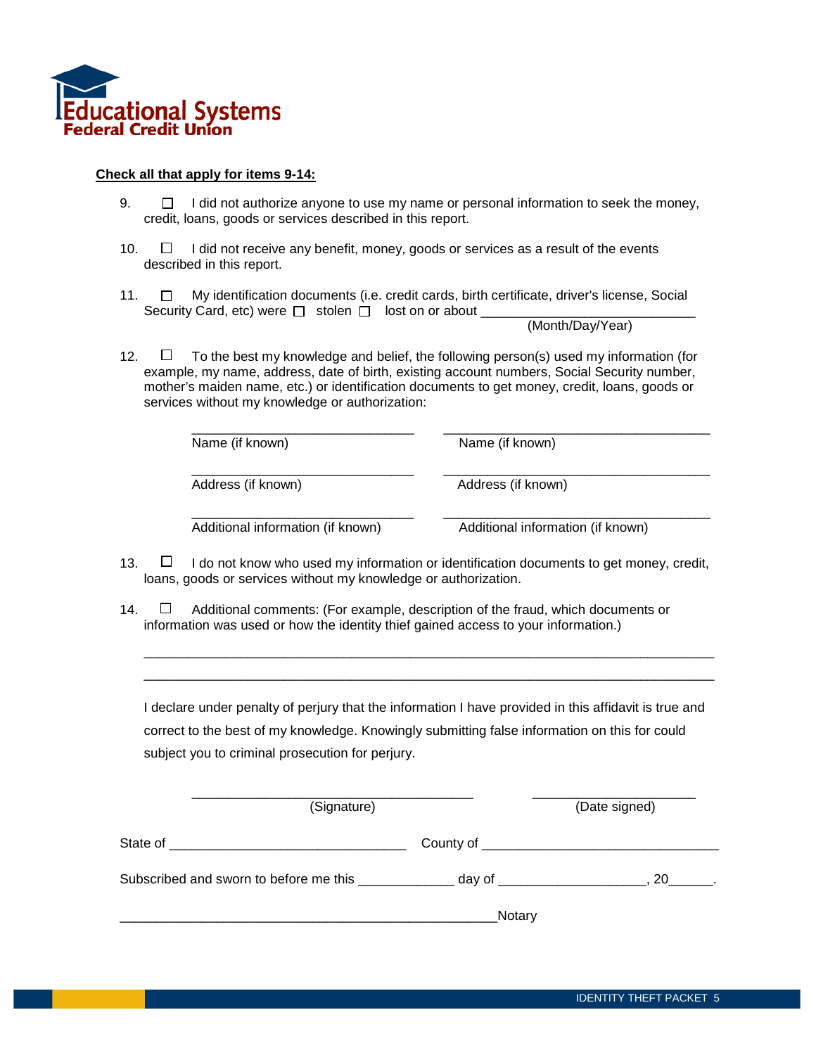Educational Systems Federal Credit Union

**Check all that apply for items 9-14:**

9. ☐ I did not authorize anyone to use my name or personal information to seek the money, credit, loans, goods or services described in this report.

10. ☐ I did not receive any benefit, money, goods or services as a result of the events described in this report.

11. ☐ My identification documents (i.e. credit cards, birth certificate, driver's license, Social Security Card, etc) were ☐ stolen ☐ lost on or about ______________________________
(Month/Day/Year)

12. ☐ To the best my knowledge and belief, the following person(s) used my information (for example, my name, address, date of birth, existing account numbers, Social Security number, mother's maiden name, etc.) or identification documents to get money, credit, loans, goods or services without my knowledge or authorization:

| | |
|---|---|
| ______________________________ Name (if known) | ______________________________ Name (if known) |
| ______________________________ Address (if known) | ______________________________ Address (if known) |
| ______________________________ Additional information (if known) | ______________________________ Additional information (if known) |

13. ☐ I do not know who used my information or identification documents to get money, credit, loans, goods or services without my knowledge or authorization.

14. ☐ Additional comments: (For example, description of the fraud, which documents or information was used or how the identity thief gained access to your information.)

_______________________________________________________________________________

_______________________________________________________________________________

I declare under penalty of perjury that the information I have provided in this affidavit is true and correct to the best of my knowledge. Knowingly submitting false information on this for could subject you to criminal prosecution for perjury.

______________________________________ (Signature) ______________________ (Date signed)

State of ________________________________ County of ________________________________

Subscribed and sworn to before me this _____________ day of ___________________, 20______.

____________________________________________________Notary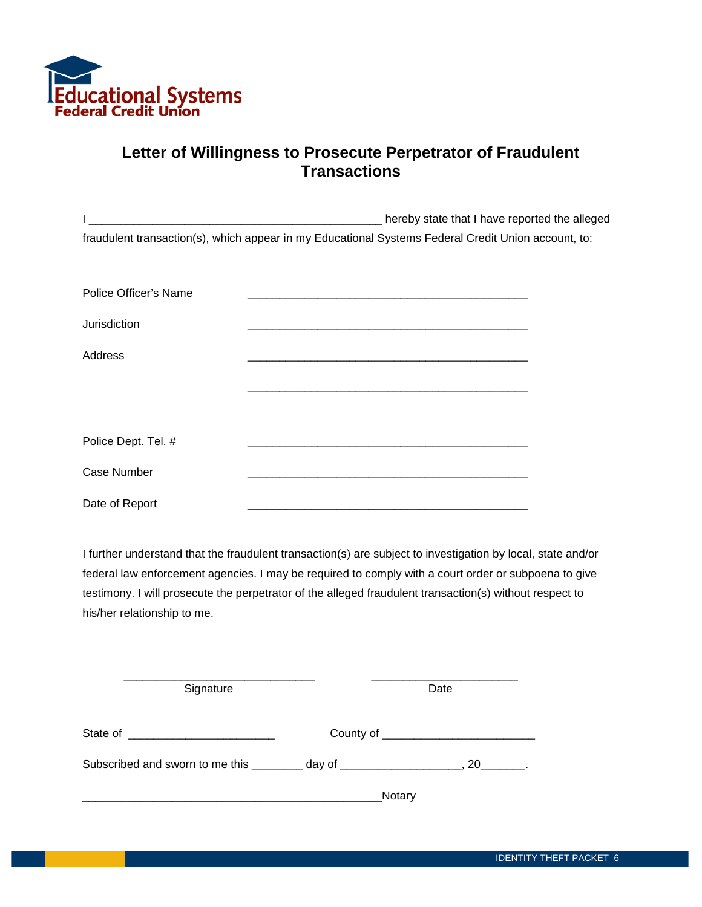Educational Systems
Federal Credit Union

# Letter of Willingness to Prosecute Perpetrator of Fraudulent Transactions

I ______________________________________________ hereby state that I have reported the alleged fraudulent transaction(s), which appear in my Educational Systems Federal Credit Union account, to:

Police Officer's Name ______________________________________________

Jurisdiction ______________________________________________

Address ______________________________________________

______________________________________________

Police Dept. Tel. # ______________________________________________

Case Number ______________________________________________

Date of Report ______________________________________________

I further understand that the fraudulent transaction(s) are subject to investigation by local, state and/or federal law enforcement agencies. I may be required to comply with a court order or subpoena to give testimony. I will prosecute the perpetrator of the alleged fraudulent transaction(s) without respect to his/her relationship to me.

______________________________ Signature

______________________ Date

State of ______________________ County of ______________________

Subscribed and sworn to me this ________ day of __________________, 20_______.

______________________________________________Notary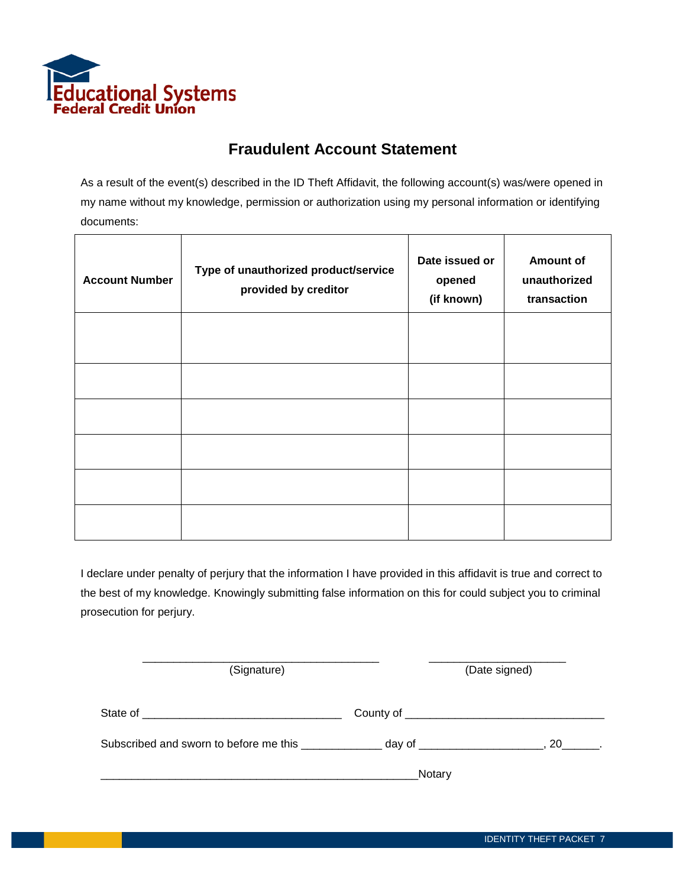Educational Systems
Federal Credit Union

# Fraudulent Account Statement

As a result of the event(s) described in the ID Theft Affidavit, the following account(s) was/were opened in my name without my knowledge, permission or authorization using my personal information or identifying documents:

| Account Number | Type of unauthorized product/service provided by creditor | Date issued or opened (if known) | Amount of unauthorized transaction |
|---|---|---|---|
| | | | |
| | | | |
| | | | |
| | | | |
| | | | |
| | | | |

I declare under penalty of perjury that the information I have provided in this affidavit is true and correct to the best of my knowledge. Knowingly submitting false information on this for could subject you to criminal prosecution for perjury.

________________________________________ (Signature)

______________________ (Date signed)

State of ________________________________ County of ________________________________

Subscribed and sworn to before me this _____________ day of ___________________, 20______.

______________________________________________________Notary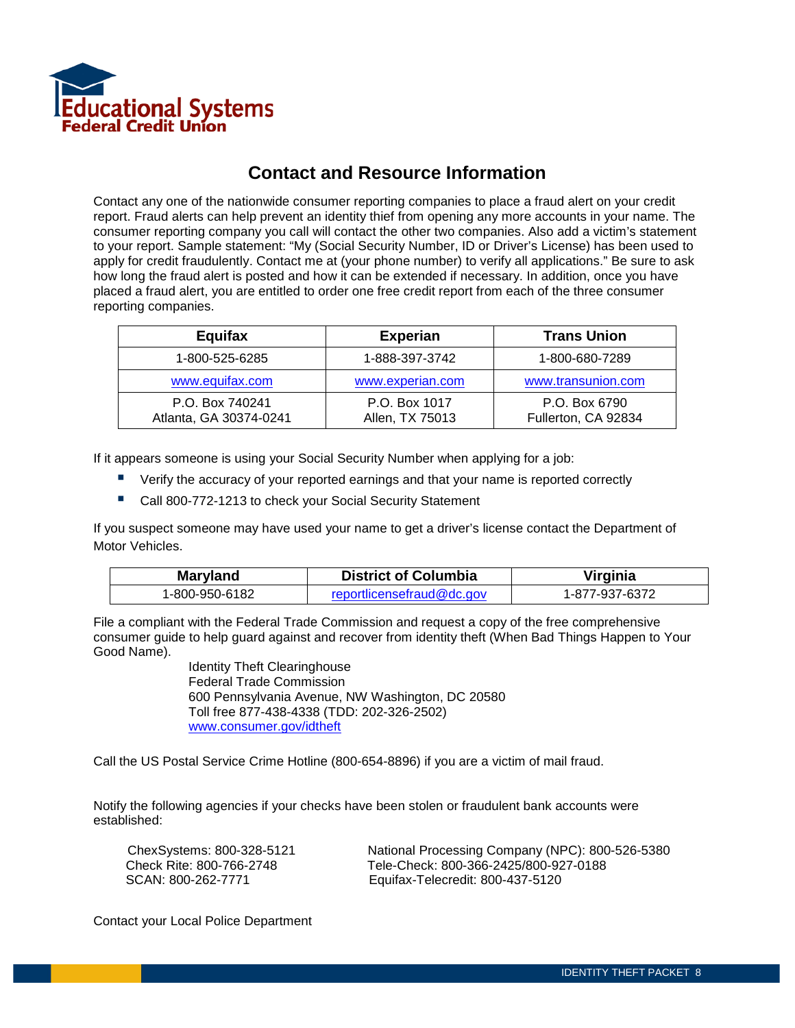Educational Systems
Federal Credit Union

## Contact and Resource Information

Contact any one of the nationwide consumer reporting companies to place a fraud alert on your credit report. Fraud alerts can help prevent an identity thief from opening any more accounts in your name. The consumer reporting company you call will contact the other two companies. Also add a victim's statement to your report. Sample statement: "My (Social Security Number, ID or Driver's License) has been used to apply for credit fraudulently. Contact me at (your phone number) to verify all applications." Be sure to ask how long the fraud alert is posted and how it can be extended if necessary. In addition, once you have placed a fraud alert, you are entitled to order one free credit report from each of the three consumer reporting companies.

| Equifax | Experian | Trans Union |
|---|---|---|
| 1-800-525-6285 | 1-888-397-3742 | 1-800-680-7289 |
| www.equifax.com | www.experian.com | www.transunion.com |
| P.O. Box 740241<br>Atlanta, GA 30374-0241 | P.O. Box 1017<br>Allen, TX 75013 | P.O. Box 6790<br>Fullerton, CA 92834 |

If it appears someone is using your Social Security Number when applying for a job:

- Verify the accuracy of your reported earnings and that your name is reported correctly
- Call 800-772-1213 to check your Social Security Statement

If you suspect someone may have used your name to get a driver's license contact the Department of Motor Vehicles.

| Maryland | District of Columbia | Virginia |
|---|---|---|
| 1-800-950-6182 | reportlicensefraud@dc.gov | 1-877-937-6372 |

File a compliant with the Federal Trade Commission and request a copy of the free comprehensive consumer guide to help guard against and recover from identity theft (When Bad Things Happen to Your Good Name).

Identity Theft Clearinghouse
Federal Trade Commission
600 Pennsylvania Avenue, NW Washington, DC 20580
Toll free 877-438-4338 (TDD: 202-326-2502)
www.consumer.gov/idtheft

Call the US Postal Service Crime Hotline (800-654-8896) if you are a victim of mail fraud.

Notify the following agencies if your checks have been stolen or fraudulent bank accounts were established:

ChexSystems: 800-328-5121
Check Rite: 800-766-2748
SCAN: 800-262-7771

National Processing Company (NPC): 800-526-5380
Tele-Check: 800-366-2425/800-927-0188
Equifax-Telecredit: 800-437-5120

Contact your Local Police Department